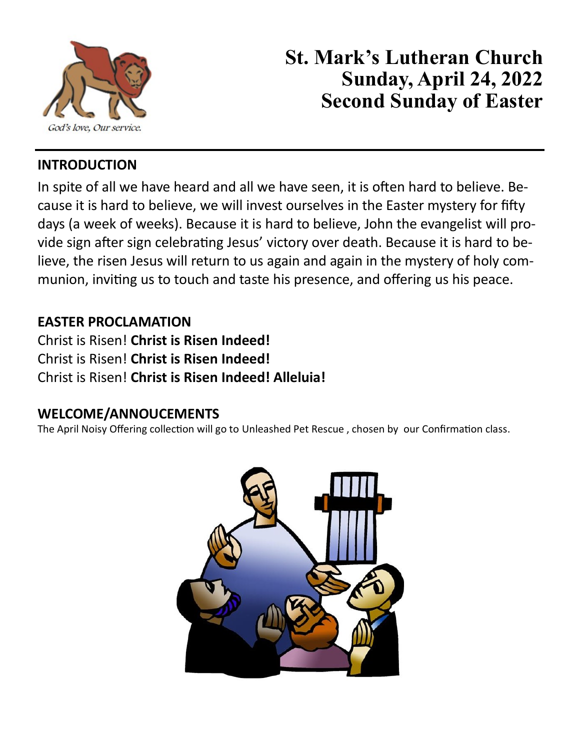God's love, Our service.

# St. Mark's Lutheran Church
# Sunday, April 24, 2022
# Second Sunday of Easter

## INTRODUCTION

In spite of all we have heard and all we have seen, it is often hard to believe. Because it is hard to believe, we will invest ourselves in the Easter mystery for fifty days (a week of weeks). Because it is hard to believe, John the evangelist will provide sign after sign celebrating Jesus' victory over death. Because it is hard to believe, the risen Jesus will return to us again and again in the mystery of holy communion, inviting us to touch and taste his presence, and offering us his peace.

## EASTER PROCLAMATION

Christ is Risen! **Christ is Risen Indeed!**
Christ is Risen! **Christ is Risen Indeed!**
Christ is Risen! **Christ is Risen Indeed! Alleluia!**

## WELCOME/ANNOUCEMENTS

The April Noisy Offering collection will go to Unleashed Pet Rescue , chosen by our Confirmation class.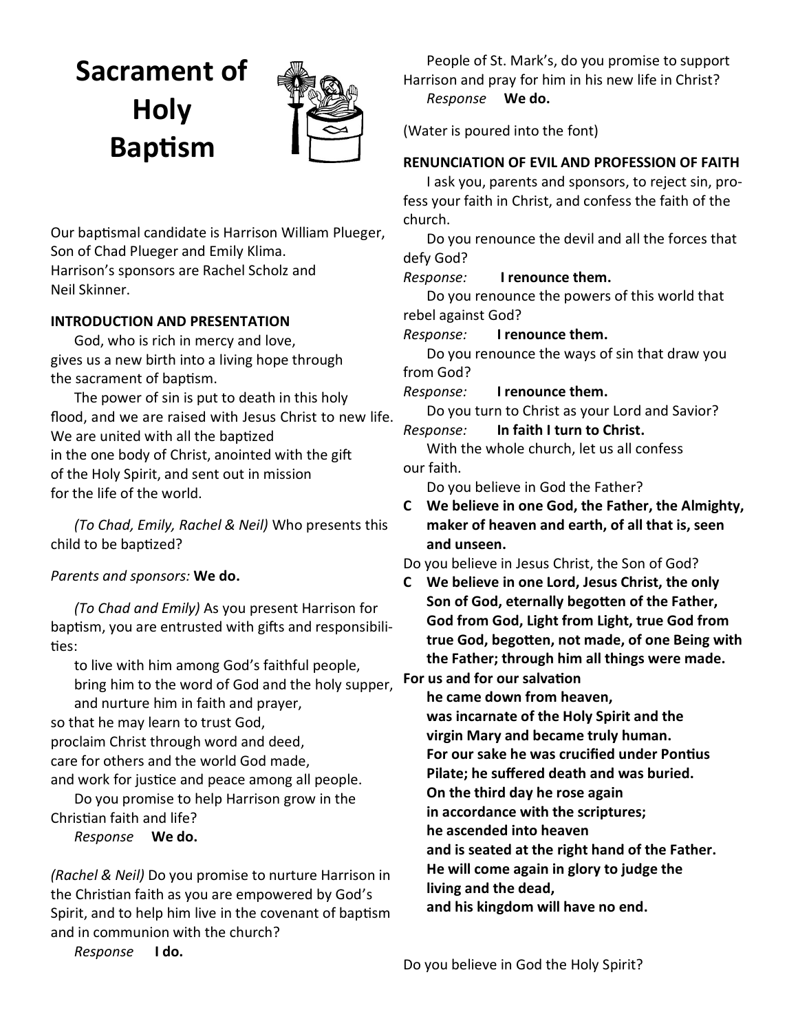# Sacrament of Holy Baptism

Our baptismal candidate is Harrison William Plueger, Son of Chad Plueger and Emily Klima.
Harrison's sponsors are Rachel Scholz and Neil Skinner.

**INTRODUCTION AND PRESENTATION**

God, who is rich in mercy and love,
gives us a new birth into a living hope through
the sacrament of baptism.

The power of sin is put to death in this holy flood, and we are raised with Jesus Christ to new life.
We are united with all the baptized
in the one body of Christ, anointed with the gift
of the Holy Spirit, and sent out in mission
for the life of the world.

*(To Chad, Emily, Rachel & Neil)* Who presents this child to be baptized?

*Parents and sponsors:* **We do.**

*(To Chad and Emily)* As you present Harrison for baptism, you are entrusted with gifts and responsibilities:

to live with him among God's faithful people,
bring him to the word of God and the holy supper,
and nurture him in faith and prayer,
so that he may learn to trust God,
proclaim Christ through word and deed,
care for others and the world God made,
and work for justice and peace among all people.

Do you promise to help Harrison grow in the Christian faith and life?

*Response* **We do.**

*(Rachel & Neil)* Do you promise to nurture Harrison in the Christian faith as you are empowered by God's Spirit, and to help him live in the covenant of baptism and in communion with the church?

*Response* **I do.**

People of St. Mark's, do you promise to support Harrison and pray for him in his new life in Christ?

*Response* **We do.**

(Water is poured into the font)

**RENUNCIATION OF EVIL AND PROFESSION OF FAITH**

I ask you, parents and sponsors, to reject sin, profess your faith in Christ, and confess the faith of the church.

Do you renounce the devil and all the forces that defy God?

*Response:* **I renounce them.**

Do you renounce the powers of this world that rebel against God?

*Response:* **I renounce them.**

Do you renounce the ways of sin that draw you from God?

*Response:* **I renounce them.**

Do you turn to Christ as your Lord and Savior?

*Response:* **In faith I turn to Christ.**

With the whole church, let us all confess our faith.

Do you believe in God the Father?

**C We believe in one God, the Father, the Almighty, maker of heaven and earth, of all that is, seen and unseen.**

Do you believe in Jesus Christ, the Son of God?

**C We believe in one Lord, Jesus Christ, the only Son of God, eternally begotten of the Father, God from God, Light from Light, true God from true God, begotten, not made, of one Being with the Father; through him all things were made.**

**For us and for our salvation**
**he came down from heaven,**
**was incarnate of the Holy Spirit and the virgin Mary and became truly human.**
**For our sake he was crucified under Pontius Pilate; he suffered death and was buried.**
**On the third day he rose again**
**in accordance with the scriptures;**
**he ascended into heaven**
**and is seated at the right hand of the Father.**
**He will come again in glory to judge the living and the dead,**
**and his kingdom will have no end.**

Do you believe in God the Holy Spirit?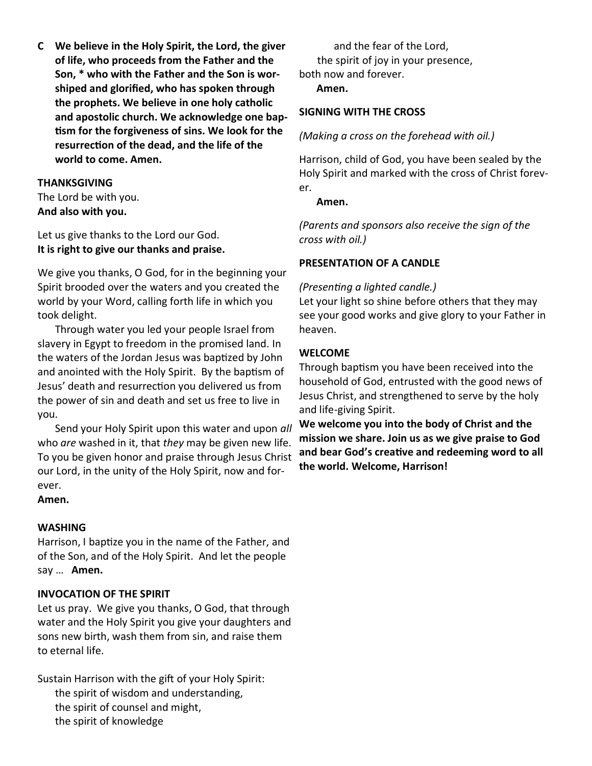**C We believe in the Holy Spirit, the Lord, the giver of life, who proceeds from the Father and the Son, * who with the Father and the Son is worshiped and glorified, who has spoken through the prophets. We believe in one holy catholic and apostolic church. We acknowledge one baptism for the forgiveness of sins. We look for the resurrection of the dead, and the life of the world to come. Amen.**

**THANKSGIVING**

The Lord be with you.
**And also with you.**

Let us give thanks to the Lord our God.
**It is right to give our thanks and praise.**

We give you thanks, O God, for in the beginning your Spirit brooded over the waters and you created the world by your Word, calling forth life in which you took delight.

Through water you led your people Israel from slavery in Egypt to freedom in the promised land. In the waters of the Jordan Jesus was baptized by John and anointed with the Holy Spirit. By the baptism of Jesus' death and resurrection you delivered us from the power of sin and death and set us free to live in you.

Send your Holy Spirit upon this water and upon *all* who *are* washed in it, that *they* may be given new life. To you be given honor and praise through Jesus Christ our Lord, in the unity of the Holy Spirit, now and forever.

**Amen.**

**WASHING**

Harrison, I baptize you in the name of the Father, and of the Son, and of the Holy Spirit. And let the people say … **Amen.**

**INVOCATION OF THE SPIRIT**

Let us pray. We give you thanks, O God, that through water and the Holy Spirit you give your daughters and sons new birth, wash them from sin, and raise them to eternal life.

Sustain Harrison with the gift of your Holy Spirit:
the spirit of wisdom and understanding,
the spirit of counsel and might,
the spirit of knowledge
and the fear of the Lord,
the spirit of joy in your presence,
both now and forever.
**Amen.**

**SIGNING WITH THE CROSS**

*(Making a cross on the forehead with oil.)*

Harrison, child of God, you have been sealed by the Holy Spirit and marked with the cross of Christ forever.
**Amen.**

*(Parents and sponsors also receive the sign of the cross with oil.)*

**PRESENTATION OF A CANDLE**

*(Presenting a lighted candle.)*
Let your light so shine before others that they may see your good works and give glory to your Father in heaven.

**WELCOME**

Through baptism you have been received into the household of God, entrusted with the good news of Jesus Christ, and strengthened to serve by the holy and life-giving Spirit.
**We welcome you into the body of Christ and the mission we share. Join us as we give praise to God and bear God's creative and redeeming word to all the world. Welcome, Harrison!**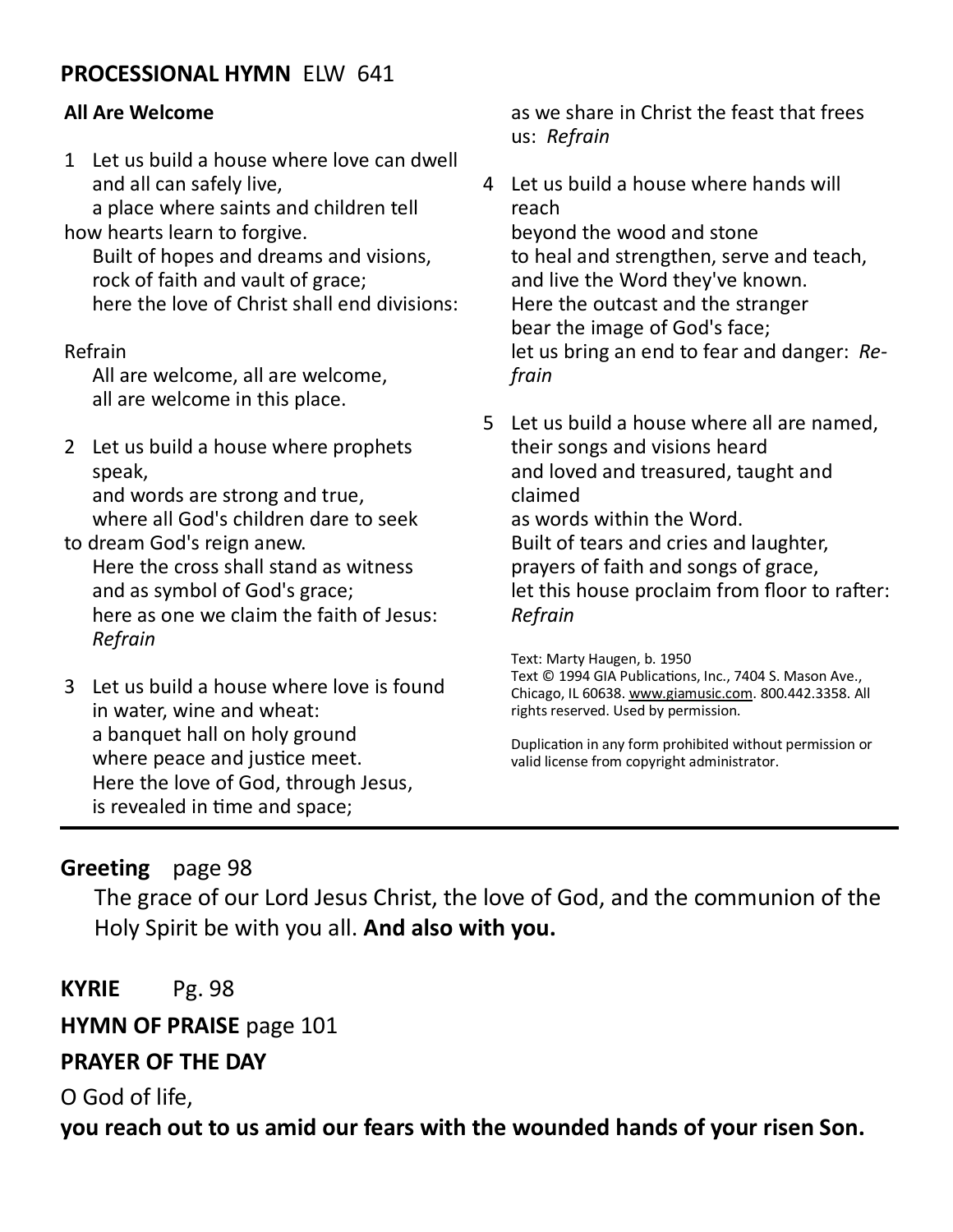**PROCESSIONAL HYMN** ELW 641

**All Are Welcome**

1 Let us build a house where love can dwell
and all can safely live,
a place where saints and children tell
how hearts learn to forgive.
Built of hopes and dreams and visions,
rock of faith and vault of grace;
here the love of Christ shall end divisions:

Refrain
All are welcome, all are welcome,
all are welcome in this place.

2 Let us build a house where prophets speak,
and words are strong and true,
where all God's children dare to seek
to dream God's reign anew.
Here the cross shall stand as witness
and as symbol of God's grace;
here as one we claim the faith of Jesus:
*Refrain*

3 Let us build a house where love is found
in water, wine and wheat:
a banquet hall on holy ground
where peace and justice meet.
Here the love of God, through Jesus,
is revealed in time and space;
as we share in Christ the feast that frees us: *Refrain*

4 Let us build a house where hands will reach
beyond the wood and stone
to heal and strengthen, serve and teach,
and live the Word they've known.
Here the outcast and the stranger
bear the image of God's face;
let us bring an end to fear and danger: *Refrain*

5 Let us build a house where all are named,
their songs and visions heard
and loved and treasured, taught and claimed
as words within the Word.
Built of tears and cries and laughter,
prayers of faith and songs of grace,
let this house proclaim from floor to rafter:
*Refrain*

Text: Marty Haugen, b. 1950
Text © 1994 GIA Publications, Inc., 7404 S. Mason Ave., Chicago, IL 60638. www.giamusic.com. 800.442.3358. All rights reserved. Used by permission.

Duplication in any form prohibited without permission or valid license from copyright administrator.

---

**Greeting** page 98

The grace of our Lord Jesus Christ, the love of God, and the communion of the Holy Spirit be with you all. **And also with you.**

**KYRIE** Pg. 98

**HYMN OF PRAISE** page 101

**PRAYER OF THE DAY**

O God of life,

**you reach out to us amid our fears with the wounded hands of your risen Son.**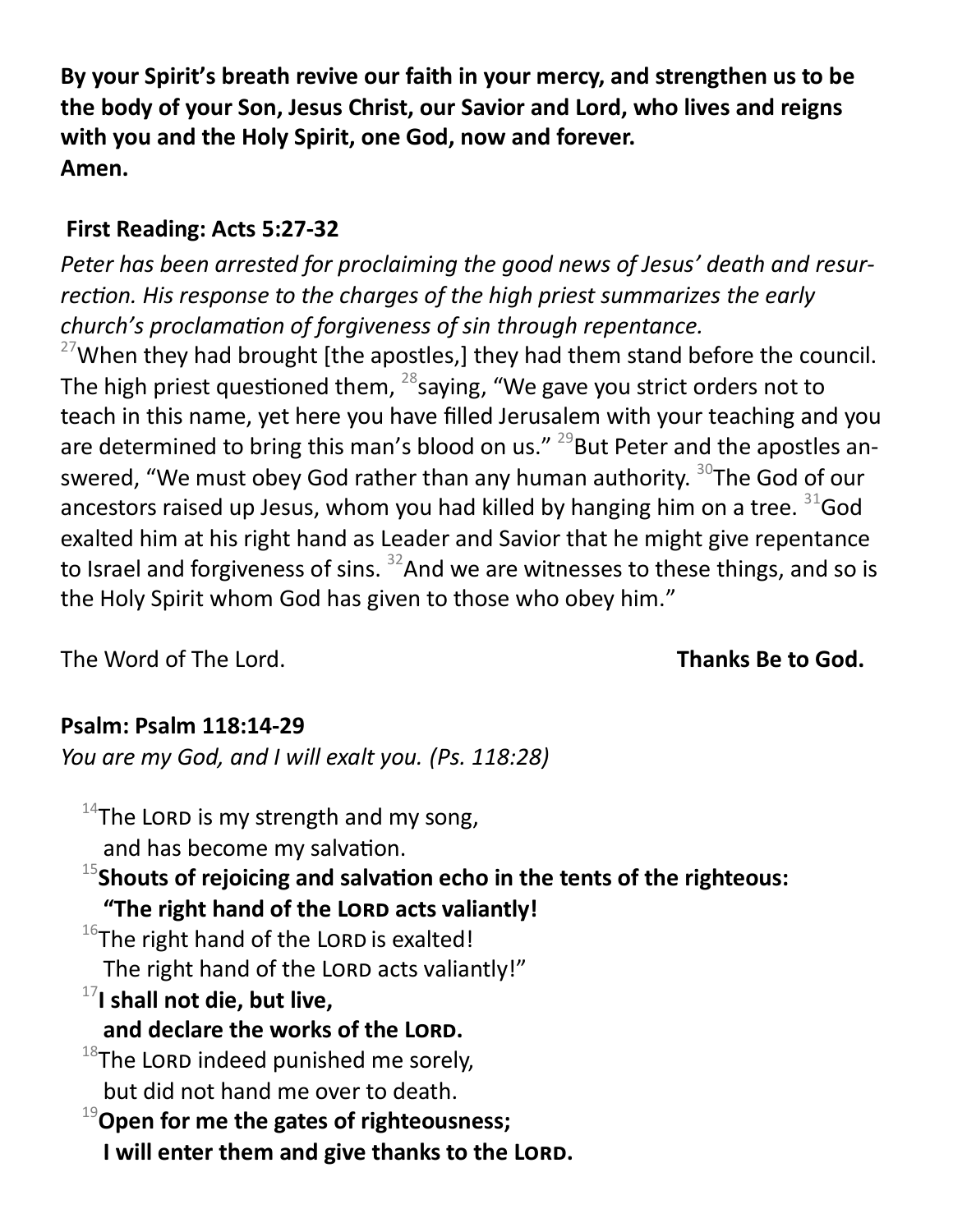**By your Spirit's breath revive our faith in your mercy, and strengthen us to be the body of your Son, Jesus Christ, our Savior and Lord, who lives and reigns with you and the Holy Spirit, one God, now and forever.**
**Amen.**

**First Reading: Acts 5:27-32**

*Peter has been arrested for proclaiming the good news of Jesus' death and resurrection. His response to the charges of the high priest summarizes the early church's proclamation of forgiveness of sin through repentance.*

[27]When they had brought [the apostles,] they had them stand before the council. The high priest questioned them, [28]saying, "We gave you strict orders not to teach in this name, yet here you have filled Jerusalem with your teaching and you are determined to bring this man's blood on us." [29]But Peter and the apostles answered, "We must obey God rather than any human authority. [30]The God of our ancestors raised up Jesus, whom you had killed by hanging him on a tree. [31]God exalted him at his right hand as Leader and Savior that he might give repentance to Israel and forgiveness of sins. [32]And we are witnesses to these things, and so is the Holy Spirit whom God has given to those who obey him."

The Word of The Lord. **Thanks Be to God.**

**Psalm: Psalm 118:14-29**

*You are my God, and I will exalt you. (Ps. 118:28)*

[14]The LORD is my strength and my song,
and has become my salvation.
[15]**Shouts of rejoicing and salvation echo in the tents of the righteous:**
**"The right hand of the LORD acts valiantly!**
[16]The right hand of the LORD is exalted!
The right hand of the LORD acts valiantly!"
[17]**I shall not die, but live,**
**and declare the works of the LORD.**
[18]The LORD indeed punished me sorely,
but did not hand me over to death.
[19]**Open for me the gates of righteousness;**
**I will enter them and give thanks to the LORD.**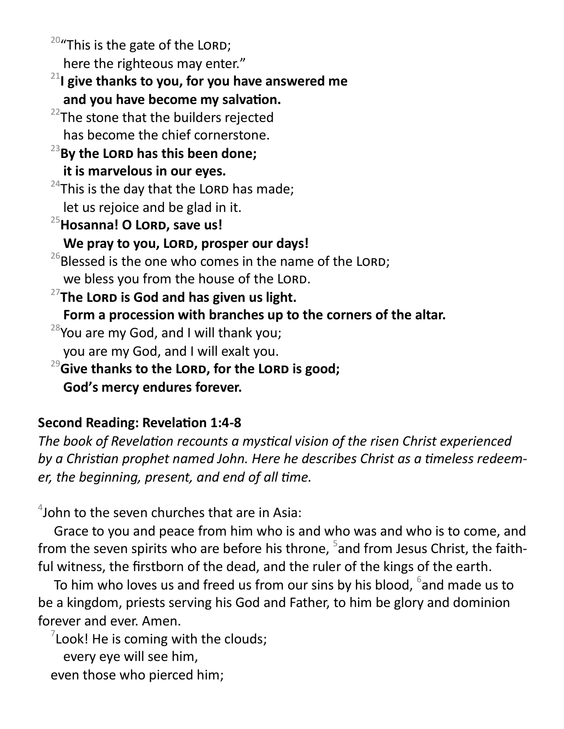[20]"This is the gate of the LORD;
here the righteous may enter."

**[21]I give thanks to you, for you have answered me**
**and you have become my salvation.**

[22]The stone that the builders rejected
has become the chief cornerstone.

**[23]By the LORD has this been done;**
**it is marvelous in our eyes.**

[24]This is the day that the LORD has made;
let us rejoice and be glad in it.

**[25]Hosanna! O LORD, save us!**
**We pray to you, LORD, prosper our days!**

[26]Blessed is the one who comes in the name of the LORD;
we bless you from the house of the LORD.

**[27]The LORD is God and has given us light.**
**Form a procession with branches up to the corners of the altar.**

[28]You are my God, and I will thank you;
you are my God, and I will exalt you.

**[29]Give thanks to the LORD, for the LORD is good;**
**God's mercy endures forever.**

**Second Reading: Revelation 1:4-8**

*The book of Revelation recounts a mystical vision of the risen Christ experienced by a Christian prophet named John. Here he describes Christ as a timeless redeemer, the beginning, present, and end of all time.*

[4]John to the seven churches that are in Asia:

Grace to you and peace from him who is and who was and who is to come, and from the seven spirits who are before his throne, [5]and from Jesus Christ, the faithful witness, the firstborn of the dead, and the ruler of the kings of the earth.

To him who loves us and freed us from our sins by his blood, [6]and made us to be a kingdom, priests serving his God and Father, to him be glory and dominion forever and ever. Amen.

[7]Look! He is coming with the clouds;
every eye will see him,
even those who pierced him;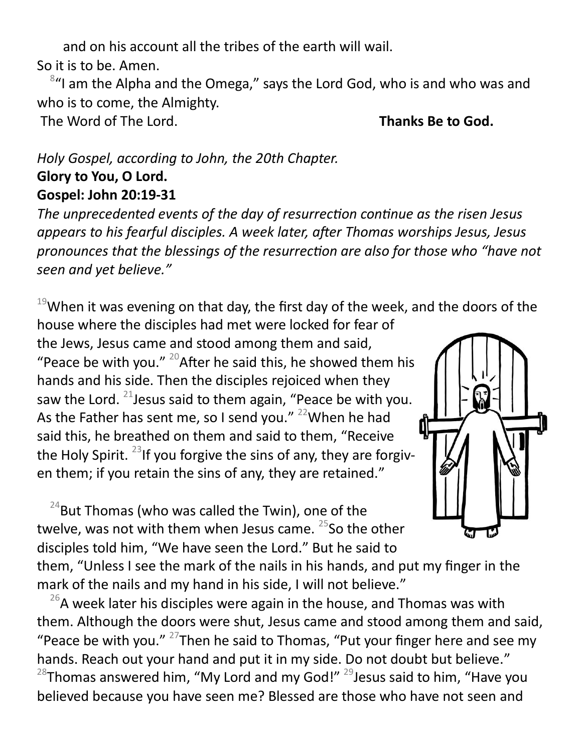and on his account all the tribes of the earth will wail.
So it is to be. Amen.

[8]"I am the Alpha and the Omega," says the Lord God, who is and who was and who is to come, the Almighty.

The Word of The Lord. **Thanks Be to God.**

*Holy Gospel, according to John, the 20th Chapter.*

**Glory to You, O Lord.**

**Gospel: John 20:19-31**

*The unprecedented events of the day of resurrection continue as the risen Jesus appears to his fearful disciples. A week later, after Thomas worships Jesus, Jesus pronounces that the blessings of the resurrection are also for those who "have not seen and yet believe."*

[19]When it was evening on that day, the first day of the week, and the doors of the house where the disciples had met were locked for fear of the Jews, Jesus came and stood among them and said, "Peace be with you." [20]After he said this, he showed them his hands and his side. Then the disciples rejoiced when they saw the Lord. [21]Jesus said to them again, "Peace be with you. As the Father has sent me, so I send you." [22]When he had said this, he breathed on them and said to them, "Receive the Holy Spirit. [23]If you forgive the sins of any, they are forgiven them; if you retain the sins of any, they are retained."

[24]But Thomas (who was called the Twin), one of the twelve, was not with them when Jesus came. [25]So the other disciples told him, "We have seen the Lord." But he said to them, "Unless I see the mark of the nails in his hands, and put my finger in the mark of the nails and my hand in his side, I will not believe."

[26]A week later his disciples were again in the house, and Thomas was with them. Although the doors were shut, Jesus came and stood among them and said, "Peace be with you." [27]Then he said to Thomas, "Put your finger here and see my hands. Reach out your hand and put it in my side. Do not doubt but believe." [28]Thomas answered him, "My Lord and my God!" [29]Jesus said to him, "Have you believed because you have seen me? Blessed are those who have not seen and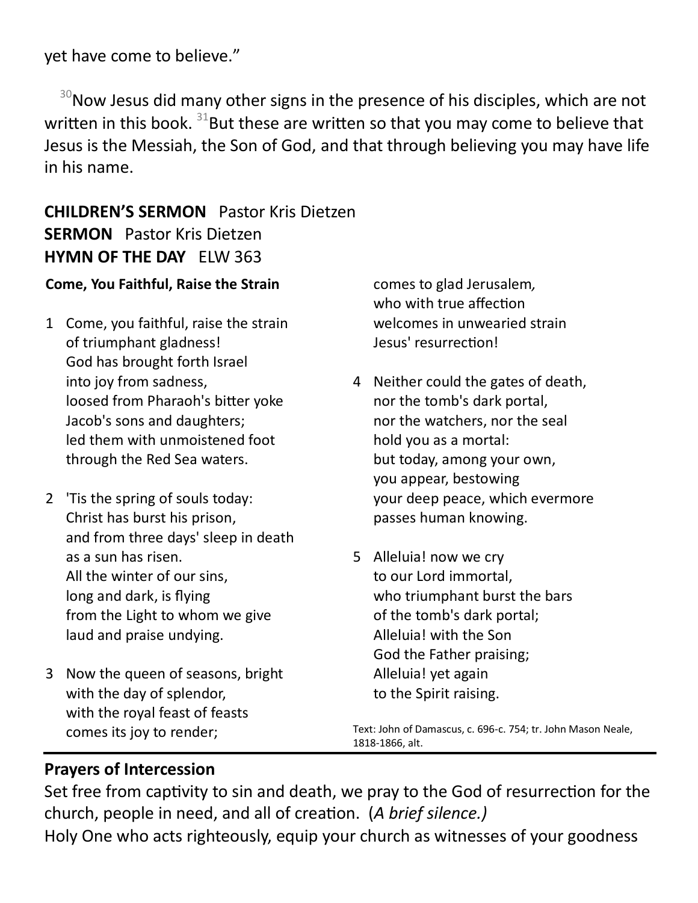yet have come to believe."

[30]Now Jesus did many other signs in the presence of his disciples, which are not written in this book. [31]But these are written so that you may come to believe that Jesus is the Messiah, the Son of God, and that through believing you may have life in his name.

**CHILDREN'S SERMON** Pastor Kris Dietzen
**SERMON** Pastor Kris Dietzen
**HYMN OF THE DAY** ELW 363

**Come, You Faithful, Raise the Strain**

1 Come, you faithful, raise the strain
of triumphant gladness!
God has brought forth Israel
into joy from sadness,
loosed from Pharaoh's bitter yoke
Jacob's sons and daughters;
led them with unmoistened foot
through the Red Sea waters.

2 'Tis the spring of souls today:
Christ has burst his prison,
and from three days' sleep in death
as a sun has risen.
All the winter of our sins,
long and dark, is flying
from the Light to whom we give
laud and praise undying.

3 Now the queen of seasons, bright
with the day of splendor,
with the royal feast of feasts
comes its joy to render;
comes to glad Jerusalem,
who with true affection
welcomes in unwearied strain
Jesus' resurrection!

4 Neither could the gates of death,
nor the tomb's dark portal,
nor the watchers, nor the seal
hold you as a mortal:
but today, among your own,
you appear, bestowing
your deep peace, which evermore
passes human knowing.

5 Alleluia! now we cry
to our Lord immortal,
who triumphant burst the bars
of the tomb's dark portal;
Alleluia! with the Son
God the Father praising;
Alleluia! yet again
to the Spirit raising.

Text: John of Damascus, c. 696-c. 754; tr. John Mason Neale, 1818-1866, alt.

---

**Prayers of Intercession**

Set free from captivity to sin and death, we pray to the God of resurrection for the church, people in need, and all of creation. (*A brief silence.*)

Holy One who acts righteously, equip your church as witnesses of your goodness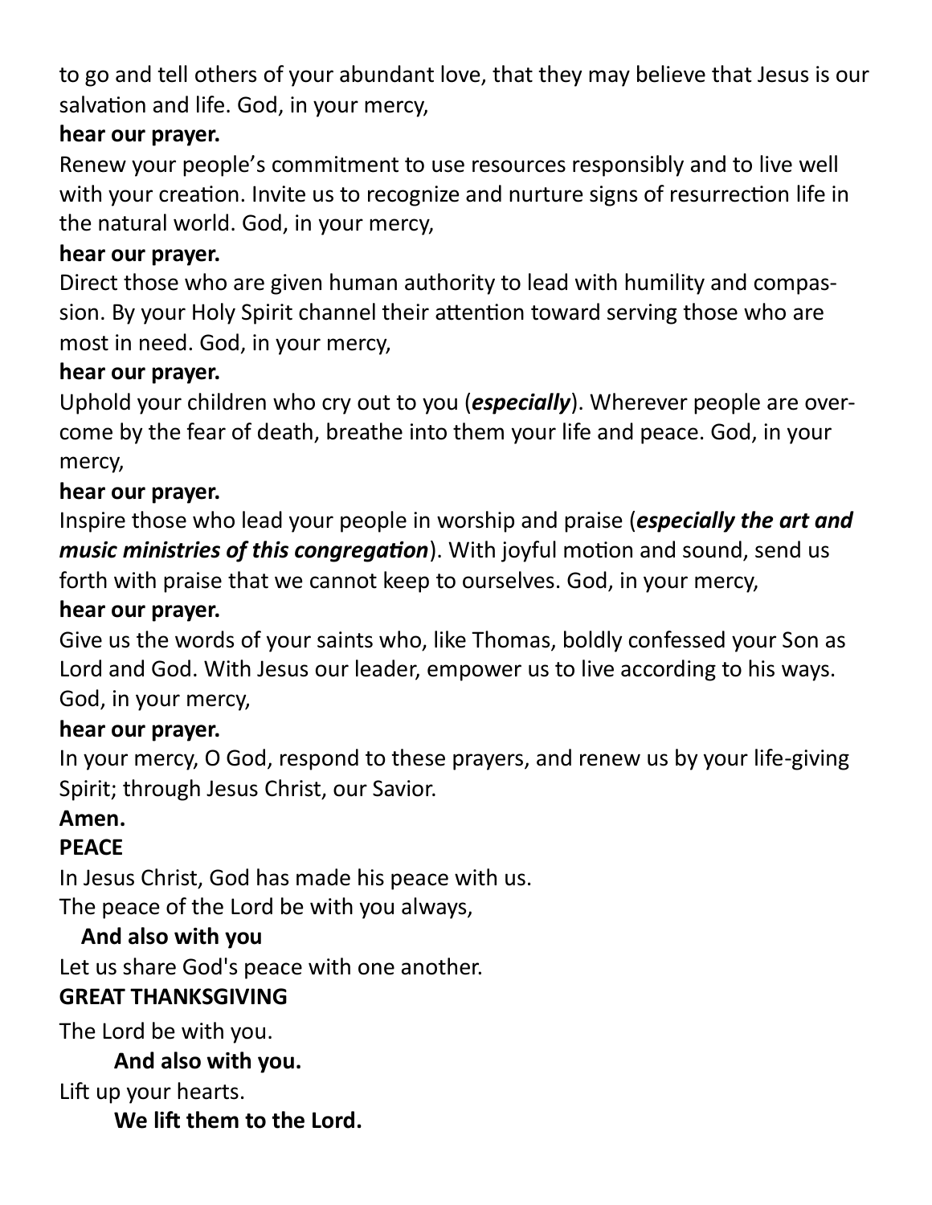to go and tell others of your abundant love, that they may believe that Jesus is our salvation and life. God, in your mercy,

**hear our prayer.**

Renew your people's commitment to use resources responsibly and to live well with your creation. Invite us to recognize and nurture signs of resurrection life in the natural world. God, in your mercy,

**hear our prayer.**

Direct those who are given human authority to lead with humility and compassion. By your Holy Spirit channel their attention toward serving those who are most in need. God, in your mercy,

**hear our prayer.**

Uphold your children who cry out to you (***especially***). Wherever people are overcome by the fear of death, breathe into them your life and peace. God, in your mercy,

**hear our prayer.**

Inspire those who lead your people in worship and praise (***especially the art and music ministries of this congregation***). With joyful motion and sound, send us forth with praise that we cannot keep to ourselves. God, in your mercy,

**hear our prayer.**

Give us the words of your saints who, like Thomas, boldly confessed your Son as Lord and God. With Jesus our leader, empower us to live according to his ways. God, in your mercy,

**hear our prayer.**

In your mercy, O God, respond to these prayers, and renew us by your life-giving Spirit; through Jesus Christ, our Savior.

**Amen.**

**PEACE**

In Jesus Christ, God has made his peace with us.
The peace of the Lord be with you always,

**And also with you**

Let us share God's peace with one another.

**GREAT THANKSGIVING**

The Lord be with you.

**And also with you.**

Lift up your hearts.

**We lift them to the Lord.**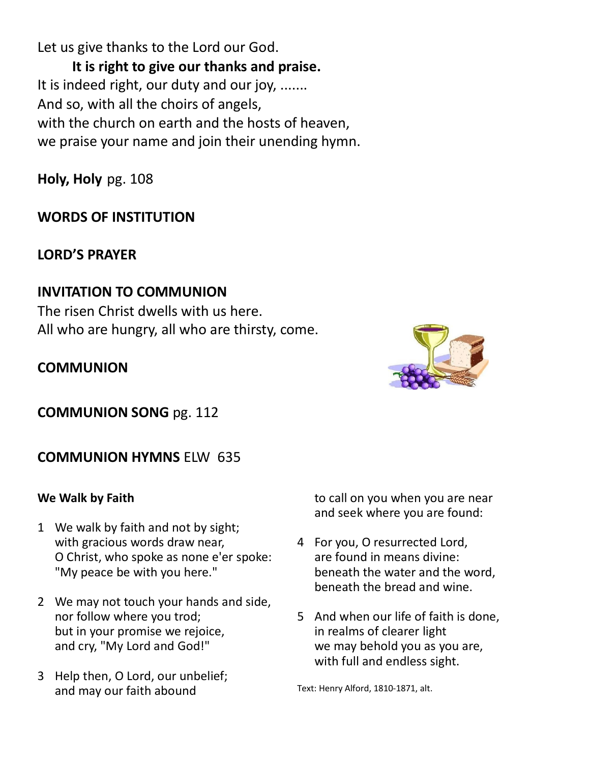Let us give thanks to the Lord our God.

**It is right to give our thanks and praise.**

It is indeed right, our duty and our joy, .......
And so, with all the choirs of angels,
with the church on earth and the hosts of heaven,
we praise your name and join their unending hymn.

**Holy, Holy** pg. 108

**WORDS OF INSTITUTION**

**LORD'S PRAYER**

**INVITATION TO COMMUNION**

The risen Christ dwells with us here.
All who are hungry, all who are thirsty, come.

**COMMUNION**

**COMMUNION SONG** pg. 112

**COMMUNION HYMNS** ELW 635

**We Walk by Faith**

1 We walk by faith and not by sight;
with gracious words draw near,
O Christ, who spoke as none e'er spoke:
"My peace be with you here."

2 We may not touch your hands and side,
nor follow where you trod;
but in your promise we rejoice,
and cry, "My Lord and God!"

3 Help then, O Lord, our unbelief;
and may our faith abound
to call on you when you are near
and seek where you are found:

4 For you, O resurrected Lord,
are found in means divine:
beneath the water and the word,
beneath the bread and wine.

5 And when our life of faith is done,
in realms of clearer light
we may behold you as you are,
with full and endless sight.

Text: Henry Alford, 1810-1871, alt.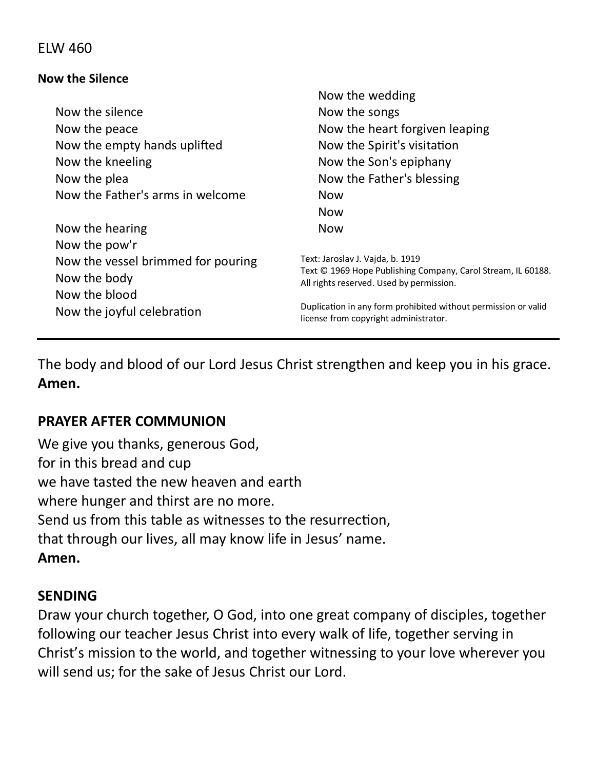ELW 460

**Now the Silence**

Now the silence
Now the peace
Now the empty hands uplifted
Now the kneeling
Now the plea
Now the Father's arms in welcome

Now the hearing
Now the pow'r
Now the vessel brimmed for pouring
Now the body
Now the blood
Now the joyful celebration

Now the wedding
Now the songs
Now the heart forgiven leaping
Now the Spirit's visitation
Now the Son's epiphany
Now the Father's blessing
Now
Now
Now

Text: Jaroslav J. Vajda, b. 1919
Text © 1969 Hope Publishing Company, Carol Stream, IL 60188. All rights reserved. Used by permission.

Duplication in any form prohibited without permission or valid license from copyright administrator.

---

The body and blood of our Lord Jesus Christ strengthen and keep you in his grace.
**Amen.**

## PRAYER AFTER COMMUNION

We give you thanks, generous God,
for in this bread and cup
we have tasted the new heaven and earth
where hunger and thirst are no more.
Send us from this table as witnesses to the resurrection,
that through our lives, all may know life in Jesus' name.
**Amen.**

## SENDING

Draw your church together, O God, into one great company of disciples, together following our teacher Jesus Christ into every walk of life, together serving in Christ's mission to the world, and together witnessing to your love wherever you will send us; for the sake of Jesus Christ our Lord.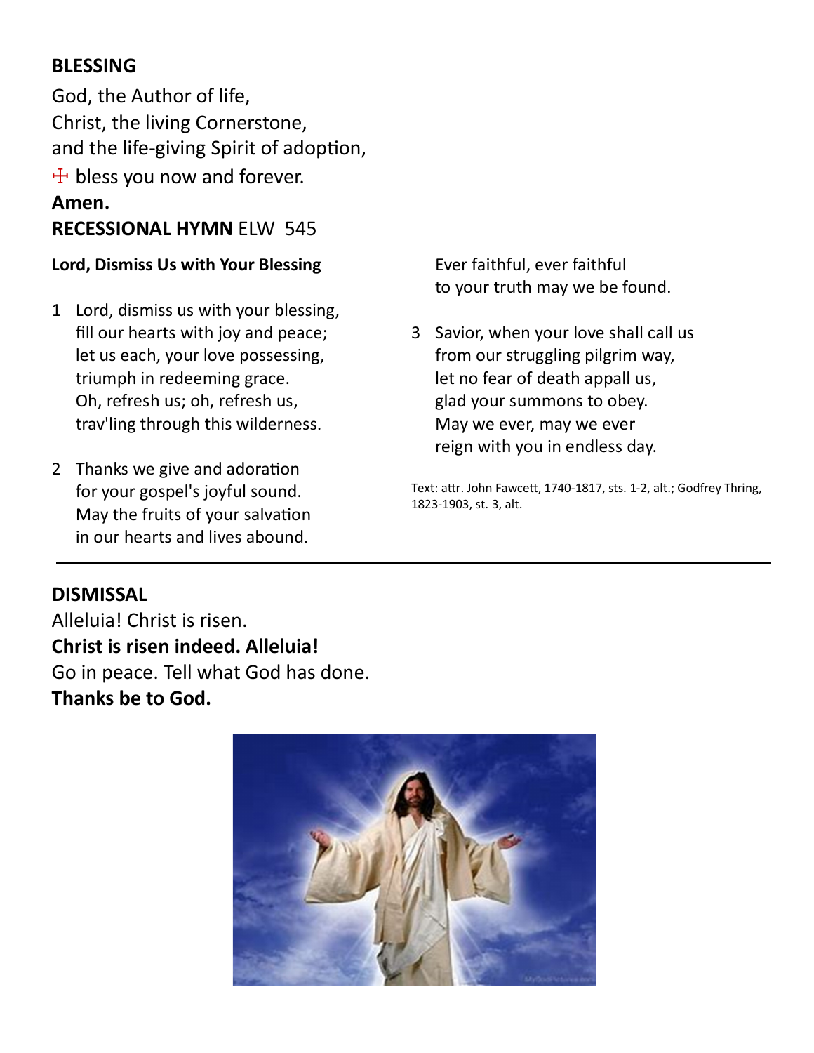## BLESSING

God, the Author of life,
Christ, the living Cornerstone,
and the life-giving Spirit of adoption,
☩ bless you now and forever.
**Amen.**

**RECESSIONAL HYMN** ELW 545

**Lord, Dismiss Us with Your Blessing**

1 Lord, dismiss us with your blessing,
fill our hearts with joy and peace;
let us each, your love possessing,
triumph in redeeming grace.
Oh, refresh us; oh, refresh us,
trav'ling through this wilderness.

2 Thanks we give and adoration
for your gospel's joyful sound.
May the fruits of your salvation
in our hearts and lives abound.
Ever faithful, ever faithful
to your truth may we be found.

3 Savior, when your love shall call us
from our struggling pilgrim way,
let no fear of death appall us,
glad your summons to obey.
May we ever, may we ever
reign with you in endless day.

Text: attr. John Fawcett, 1740-1817, sts. 1-2, alt.; Godfrey Thring, 1823-1903, st. 3, alt.

---

## DISMISSAL

Alleluia! Christ is risen.
**Christ is risen indeed. Alleluia!**
Go in peace. Tell what God has done.
**Thanks be to God.**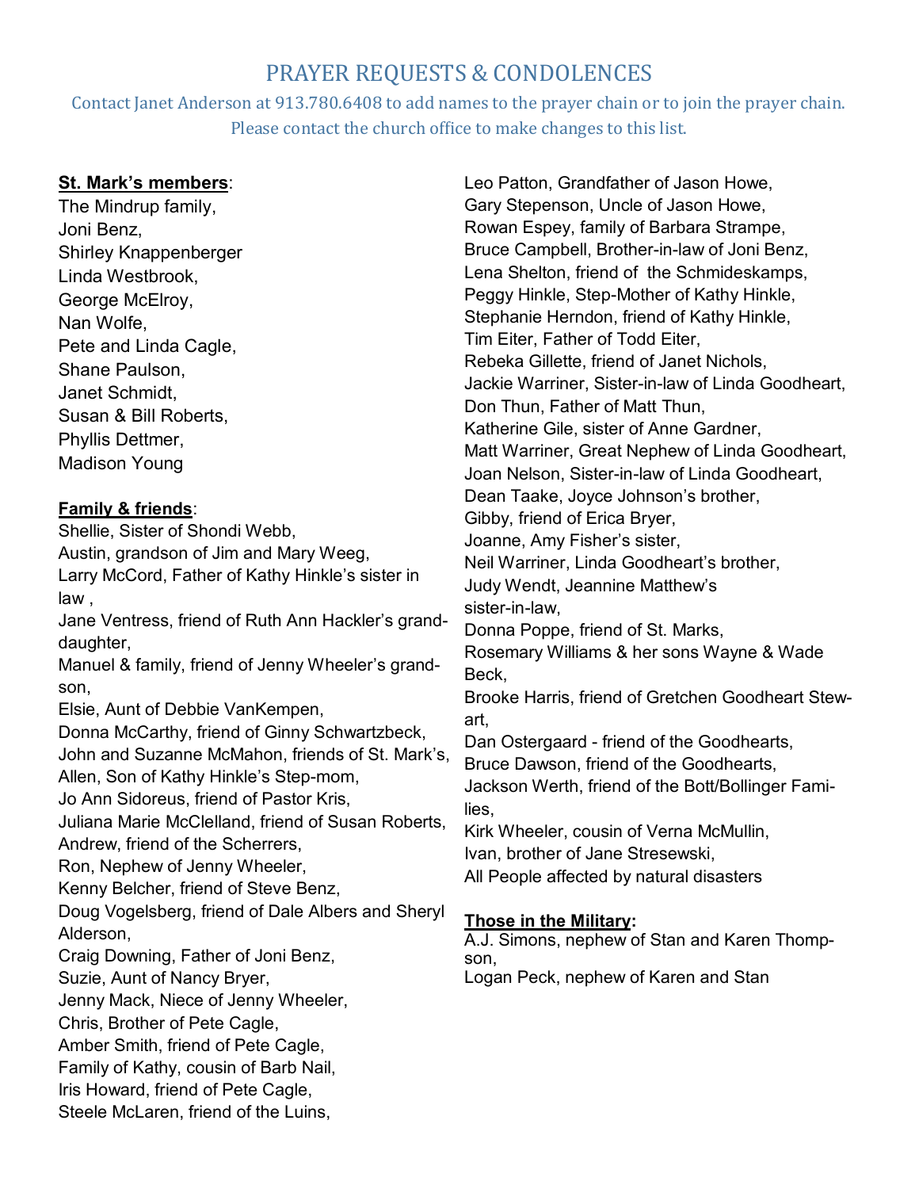# PRAYER REQUESTS & CONDOLENCES

Contact Janet Anderson at 913.780.6408 to add names to the prayer chain or to join the prayer chain.
Please contact the church office to make changes to this list.

**St. Mark's members**:
The Mindrup family,
Joni Benz,
Shirley Knappenberger
Linda Westbrook,
George McElroy,
Nan Wolfe,
Pete and Linda Cagle,
Shane Paulson,
Janet Schmidt,
Susan & Bill Roberts,
Phyllis Dettmer,
Madison Young

**Family & friends**:
Shellie, Sister of Shondi Webb,
Austin, grandson of Jim and Mary Weeg,
Larry McCord, Father of Kathy Hinkle's sister in law ,
Jane Ventress, friend of Ruth Ann Hackler's granddaughter,
Manuel & family, friend of Jenny Wheeler's grandson,
Elsie, Aunt of Debbie VanKempen,
Donna McCarthy, friend of Ginny Schwartzbeck,
John and Suzanne McMahon, friends of St. Mark's,
Allen, Son of Kathy Hinkle's Step-mom,
Jo Ann Sidoreus, friend of Pastor Kris,
Juliana Marie McClelland, friend of Susan Roberts,
Andrew, friend of the Scherrers,
Ron, Nephew of Jenny Wheeler,
Kenny Belcher, friend of Steve Benz,
Doug Vogelsberg, friend of Dale Albers and Sheryl Alderson,
Craig Downing, Father of Joni Benz,
Suzie, Aunt of Nancy Bryer,
Jenny Mack, Niece of Jenny Wheeler,
Chris, Brother of Pete Cagle,
Amber Smith, friend of Pete Cagle,
Family of Kathy, cousin of Barb Nail,
Iris Howard, friend of Pete Cagle,
Steele McLaren, friend of the Luins,
Leo Patton, Grandfather of Jason Howe,
Gary Stepenson, Uncle of Jason Howe,
Rowan Espey, family of Barbara Strampe,
Bruce Campbell, Brother-in-law of Joni Benz,
Lena Shelton, friend of the Schmideskamps,
Peggy Hinkle, Step-Mother of Kathy Hinkle,
Stephanie Herndon, friend of Kathy Hinkle,
Tim Eiter, Father of Todd Eiter,
Rebeka Gillette, friend of Janet Nichols,
Jackie Warriner, Sister-in-law of Linda Goodheart,
Don Thun, Father of Matt Thun,
Katherine Gile, sister of Anne Gardner,
Matt Warriner, Great Nephew of Linda Goodheart,
Joan Nelson, Sister-in-law of Linda Goodheart,
Dean Taake, Joyce Johnson's brother,
Gibby, friend of Erica Bryer,
Joanne, Amy Fisher's sister,
Neil Warriner, Linda Goodheart's brother,
Judy Wendt, Jeannine Matthew's sister-in-law,
Donna Poppe, friend of St. Marks,
Rosemary Williams & her sons Wayne & Wade Beck,
Brooke Harris, friend of Gretchen Goodheart Stewart,
Dan Ostergaard - friend of the Goodhearts,
Bruce Dawson, friend of the Goodhearts,
Jackson Werth, friend of the Bott/Bollinger Families,
Kirk Wheeler, cousin of Verna McMullin,
Ivan, brother of Jane Stresewski,
All People affected by natural disasters

**Those in the Military:**
A.J. Simons, nephew of Stan and Karen Thompson,
Logan Peck, nephew of Karen and Stan